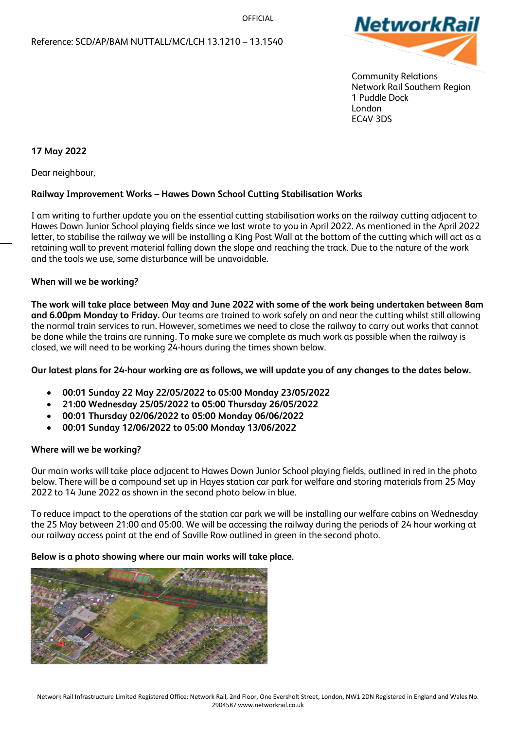OFFICIAL

Reference: SCD/AP/BAM NUTTALL/MC/LCH 13.1210 – 13.1540

Community Relations
Network Rail Southern Region
1 Puddle Dock
London
EC4V 3DS

**17 May 2022**

Dear neighbour,

**Railway Improvement Works – Hawes Down School Cutting Stabilisation Works**

I am writing to further update you on the essential cutting stabilisation works on the railway cutting adjacent to Hawes Down Junior School playing fields since we last wrote to you in April 2022. As mentioned in the April 2022 letter, to stabilise the railway we will be installing a King Post Wall at the bottom of the cutting which will act as a retaining wall to prevent material falling down the slope and reaching the track. Due to the nature of the work and the tools we use, some disturbance will be unavoidable.

**When will we be working?**

**The work will take place between May and June 2022 with some of the work being undertaken between 8am and 6.00pm Monday to Friday.** Our teams are trained to work safely on and near the cutting whilst still allowing the normal train services to run. However, sometimes we need to close the railway to carry out works that cannot be done while the trains are running. To make sure we complete as much work as possible when the railway is closed, we will need to be working 24-hours during the times shown below.

**Our latest plans for 24-hour working are as follows, we will update you of any changes to the dates below.**

- **00:01 Sunday 22 May 22/05/2022 to 05:00 Monday 23/05/2022**
- **21:00 Wednesday 25/05/2022 to 05:00 Thursday 26/05/2022**
- **00:01 Thursday 02/06/2022 to 05:00 Monday 06/06/2022**
- **00:01 Sunday 12/06/2022 to 05:00 Monday 13/06/2022**

**Where will we be working?**

Our main works will take place adjacent to Hawes Down Junior School playing fields, outlined in red in the photo below. There will be a compound set up in Hayes station car park for welfare and storing materials from 25 May 2022 to 14 June 2022 as shown in the second photo below in blue.

To reduce impact to the operations of the station car park we will be installing our welfare cabins on Wednesday the 25 May between 21:00 and 05:00. We will be accessing the railway during the periods of 24 hour working at our railway access point at the end of Saville Row outlined in green in the second photo.

**Below is a photo showing where our main works will take place.**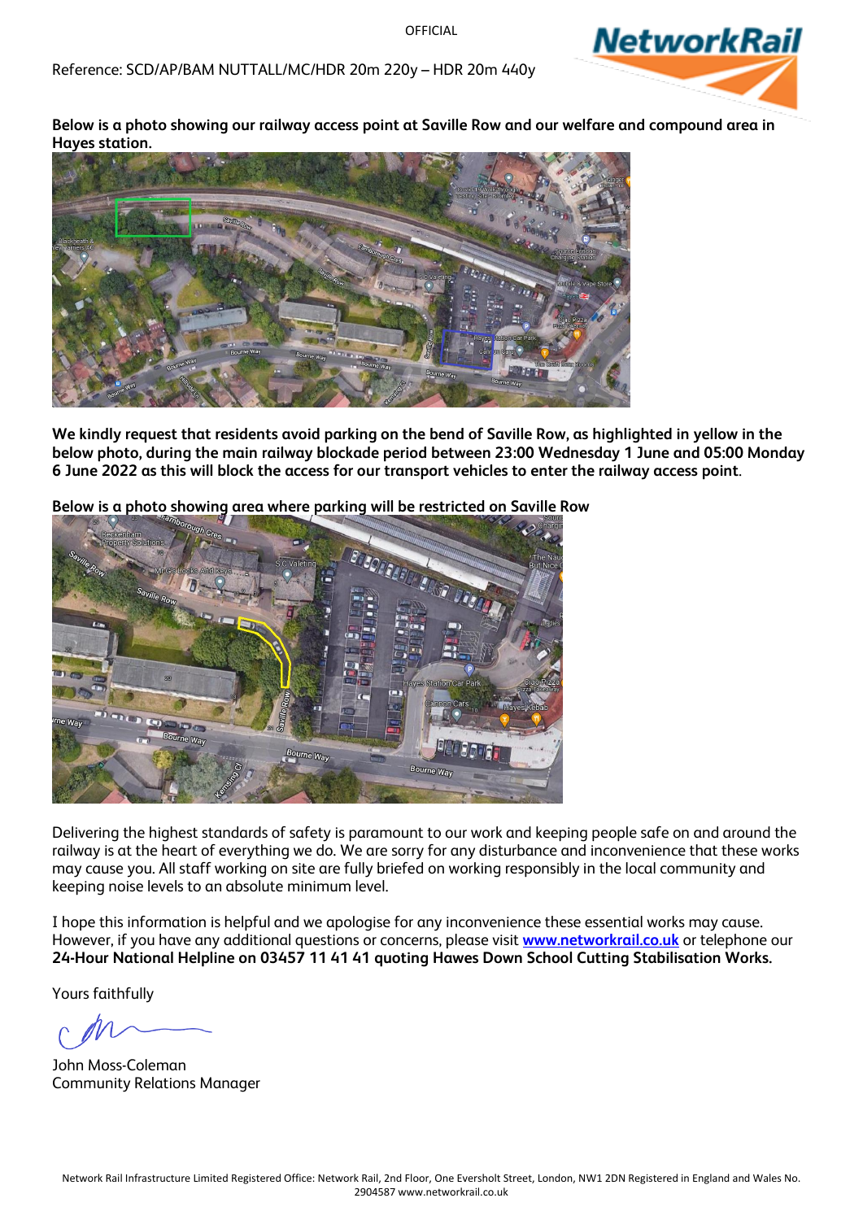OFFICIAL

Reference: SCD/AP/BAM NUTTALL/MC/HDR 20m 220y – HDR 20m 440y

**Below is a photo showing our railway access point at Saville Row and our welfare and compound area in Hayes station.**

**We kindly request that residents avoid parking on the bend of Saville Row, as highlighted in yellow in the below photo, during the main railway blockade period between 23:00 Wednesday 1 June and 05:00 Monday 6 June 2022 as this will block the access for our transport vehicles to enter the railway access point**.

**Below is a photo showing area where parking will be restricted on Saville Row**

Delivering the highest standards of safety is paramount to our work and keeping people safe on and around the railway is at the heart of everything we do. We are sorry for any disturbance and inconvenience that these works may cause you. All staff working on site are fully briefed on working responsibly in the local community and keeping noise levels to an absolute minimum level.

I hope this information is helpful and we apologise for any inconvenience these essential works may cause. However, if you have any additional questions or concerns, please visit **www.networkrail.co.uk** or telephone our **24-Hour National Helpline on 03457 11 41 41 quoting Hawes Down School Cutting Stabilisation Works.**

Yours faithfully

John Moss-Coleman
Community Relations Manager

Network Rail Infrastructure Limited Registered Office: Network Rail, 2nd Floor, One Eversholt Street, London, NW1 2DN Registered in England and Wales No. 2904587 www.networkrail.co.uk